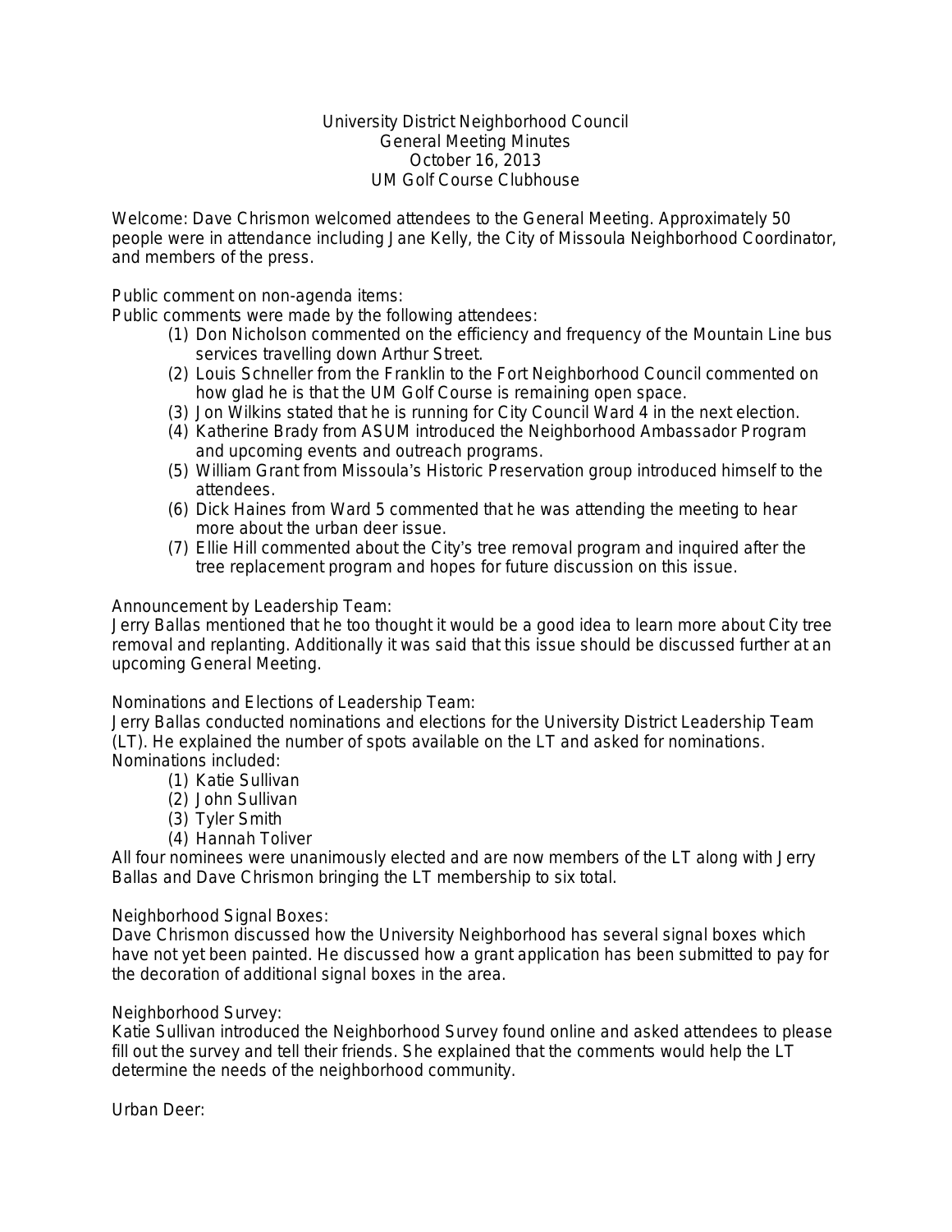# University District Neighborhood Council
## General Meeting Minutes
### October 16, 2013
### UM Golf Course Clubhouse

Welcome: Dave Chrismon welcomed attendees to the General Meeting. Approximately 50 people were in attendance including Jane Kelly, the City of Missoula Neighborhood Coordinator, and members of the press.

Public comment on non-agenda items:
Public comments were made by the following attendees:

(1) Don Nicholson commented on the efficiency and frequency of the Mountain Line bus services travelling down Arthur Street.
(2) Louis Schneller from the Franklin to the Fort Neighborhood Council commented on how glad he is that the UM Golf Course is remaining open space.
(3) Jon Wilkins stated that he is running for City Council Ward 4 in the next election.
(4) Katherine Brady from ASUM introduced the Neighborhood Ambassador Program and upcoming events and outreach programs.
(5) William Grant from Missoula's Historic Preservation group introduced himself to the attendees.
(6) Dick Haines from Ward 5 commented that he was attending the meeting to hear more about the urban deer issue.
(7) Ellie Hill commented about the City's tree removal program and inquired after the tree replacement program and hopes for future discussion on this issue.

Announcement by Leadership Team:
Jerry Ballas mentioned that he too thought it would be a good idea to learn more about City tree removal and replanting. Additionally it was said that this issue should be discussed further at an upcoming General Meeting.

Nominations and Elections of Leadership Team:
Jerry Ballas conducted nominations and elections for the University District Leadership Team (LT). He explained the number of spots available on the LT and asked for nominations. Nominations included:

(1) Katie Sullivan
(2) John Sullivan
(3) Tyler Smith
(4) Hannah Toliver

All four nominees were unanimously elected and are now members of the LT along with Jerry Ballas and Dave Chrismon bringing the LT membership to six total.

Neighborhood Signal Boxes:
Dave Chrismon discussed how the University Neighborhood has several signal boxes which have not yet been painted. He discussed how a grant application has been submitted to pay for the decoration of additional signal boxes in the area.

Neighborhood Survey:
Katie Sullivan introduced the Neighborhood Survey found online and asked attendees to please fill out the survey and tell their friends. She explained that the comments would help the LT determine the needs of the neighborhood community.

Urban Deer: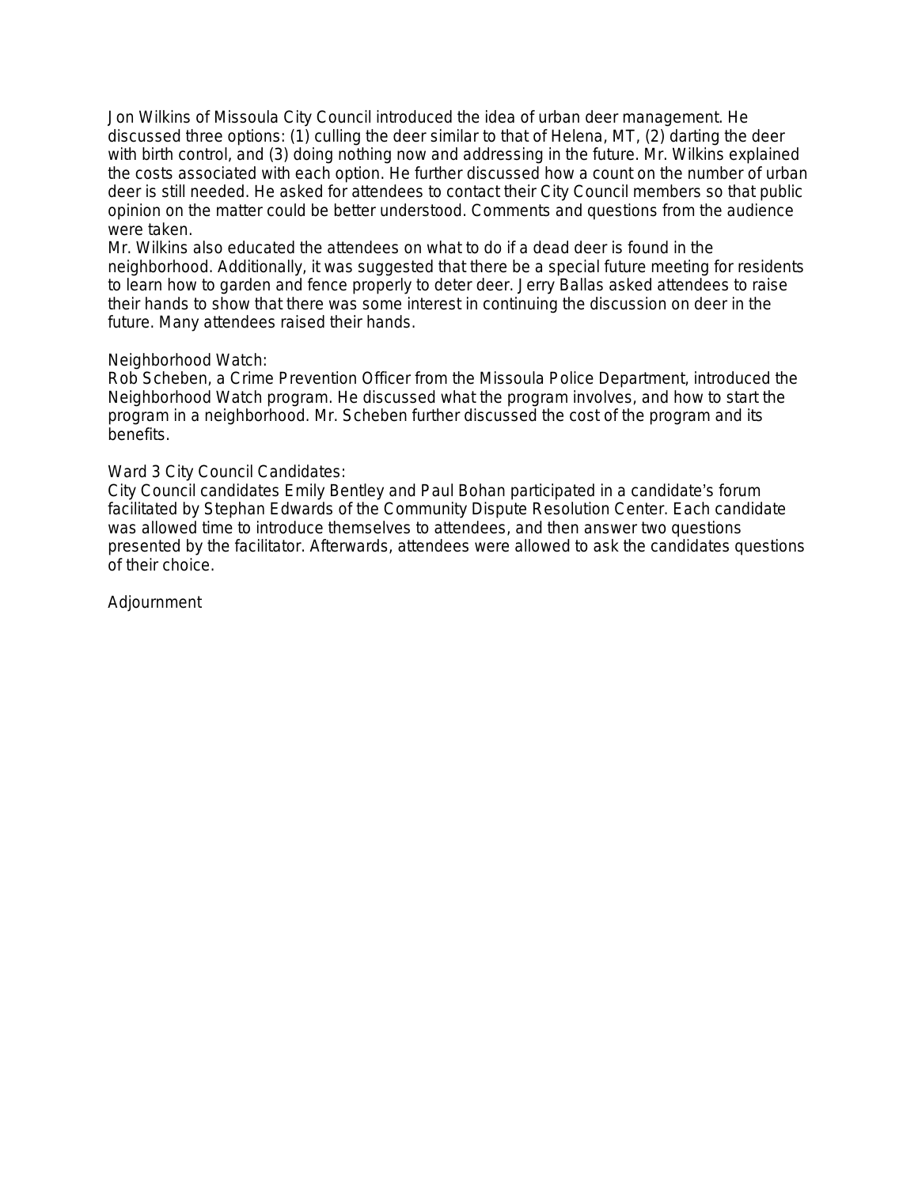Jon Wilkins of Missoula City Council introduced the idea of urban deer management. He discussed three options: (1) culling the deer similar to that of Helena, MT, (2) darting the deer with birth control, and (3) doing nothing now and addressing in the future. Mr. Wilkins explained the costs associated with each option. He further discussed how a count on the number of urban deer is still needed. He asked for attendees to contact their City Council members so that public opinion on the matter could be better understood. Comments and questions from the audience were taken.

Mr. Wilkins also educated the attendees on what to do if a dead deer is found in the neighborhood. Additionally, it was suggested that there be a special future meeting for residents to learn how to garden and fence properly to deter deer. Jerry Ballas asked attendees to raise their hands to show that there was some interest in continuing the discussion on deer in the future. Many attendees raised their hands.

Neighborhood Watch:

Rob Scheben, a Crime Prevention Officer from the Missoula Police Department, introduced the Neighborhood Watch program. He discussed what the program involves, and how to start the program in a neighborhood. Mr. Scheben further discussed the cost of the program and its benefits.

Ward 3 City Council Candidates:

City Council candidates Emily Bentley and Paul Bohan participated in a candidate's forum facilitated by Stephan Edwards of the Community Dispute Resolution Center. Each candidate was allowed time to introduce themselves to attendees, and then answer two questions presented by the facilitator. Afterwards, attendees were allowed to ask the candidates questions of their choice.

Adjournment